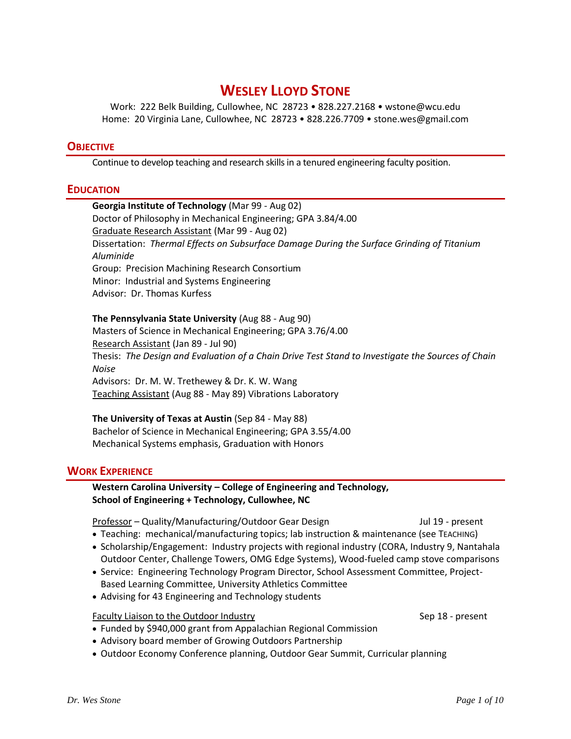# WESLEY LLOYD STONE

Work: 222 Belk Building, Cullowhee, NC 28723 • 828.227.2168 • wstone@wcu.edu
Home: 20 Virginia Lane, Cullowhee, NC 28723 • 828.226.7709 • stone.wes@gmail.com

## OBJECTIVE

Continue to develop teaching and research skills in a tenured engineering faculty position.

## EDUCATION

**Georgia Institute of Technology** (Mar 99 - Aug 02)
Doctor of Philosophy in Mechanical Engineering; GPA 3.84/4.00
Graduate Research Assistant (Mar 99 - Aug 02)
Dissertation: *Thermal Effects on Subsurface Damage During the Surface Grinding of Titanium Aluminide*
Group: Precision Machining Research Consortium
Minor: Industrial and Systems Engineering
Advisor: Dr. Thomas Kurfess

**The Pennsylvania State University** (Aug 88 - Aug 90)
Masters of Science in Mechanical Engineering; GPA 3.76/4.00
Research Assistant (Jan 89 - Jul 90)
Thesis: *The Design and Evaluation of a Chain Drive Test Stand to Investigate the Sources of Chain Noise*
Advisors: Dr. M. W. Trethewey & Dr. K. W. Wang
Teaching Assistant (Aug 88 - May 89) Vibrations Laboratory

**The University of Texas at Austin** (Sep 84 - May 88)
Bachelor of Science in Mechanical Engineering; GPA 3.55/4.00
Mechanical Systems emphasis, Graduation with Honors

## WORK EXPERIENCE

**Western Carolina University – College of Engineering and Technology,**
**School of Engineering + Technology, Cullowhee, NC**

Professor – Quality/Manufacturing/Outdoor Gear Design — Jul 19 - present

- Teaching: mechanical/manufacturing topics; lab instruction & maintenance (see TEACHING)
- Scholarship/Engagement: Industry projects with regional industry (CORA, Industry 9, Nantahala Outdoor Center, Challenge Towers, OMG Edge Systems), Wood-fueled camp stove comparisons
- Service: Engineering Technology Program Director, School Assessment Committee, Project-Based Learning Committee, University Athletics Committee
- Advising for 43 Engineering and Technology students

Faculty Liaison to the Outdoor Industry — Sep 18 - present

- Funded by $940,000 grant from Appalachian Regional Commission
- Advisory board member of Growing Outdoors Partnership
- Outdoor Economy Conference planning, Outdoor Gear Summit, Curricular planning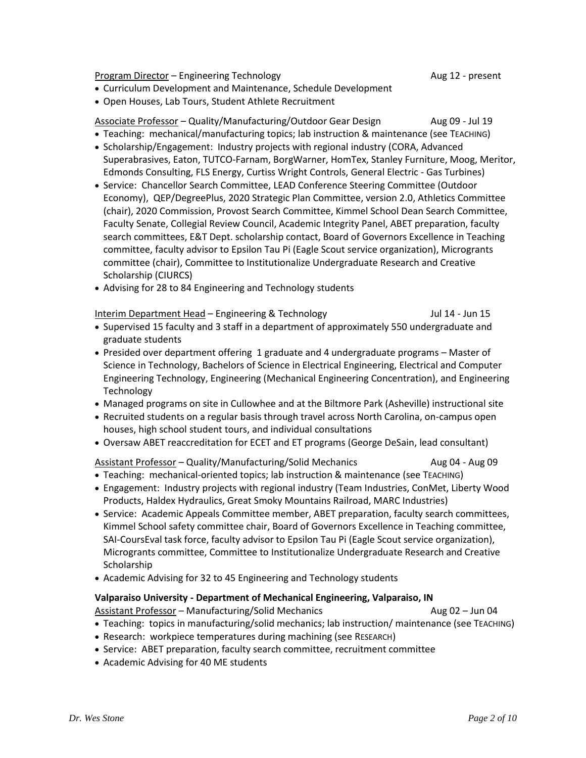<u>Program Director</u> – Engineering Technology  Aug 12 - present

- Curriculum Development and Maintenance, Schedule Development
- Open Houses, Lab Tours, Student Athlete Recruitment

<u>Associate Professor</u> – Quality/Manufacturing/Outdoor Gear Design  Aug 09 - Jul 19

- Teaching: mechanical/manufacturing topics; lab instruction & maintenance (see TEACHING)
- Scholarship/Engagement: Industry projects with regional industry (CORA, Advanced Superabrasives, Eaton, TUTCO-Farnam, BorgWarner, HomTex, Stanley Furniture, Moog, Meritor, Edmonds Consulting, FLS Energy, Curtiss Wright Controls, General Electric - Gas Turbines)
- Service: Chancellor Search Committee, LEAD Conference Steering Committee (Outdoor Economy), QEP/DegreePlus, 2020 Strategic Plan Committee, version 2.0, Athletics Committee (chair), 2020 Commission, Provost Search Committee, Kimmel School Dean Search Committee, Faculty Senate, Collegial Review Council, Academic Integrity Panel, ABET preparation, faculty search committees, E&T Dept. scholarship contact, Board of Governors Excellence in Teaching committee, faculty advisor to Epsilon Tau Pi (Eagle Scout service organization), Micrograntss committee (chair), Committee to Institutionalize Undergraduate Research and Creative Scholarship (CIURCS)
- Advising for 28 to 84 Engineering and Technology students

<u>Interim Department Head</u> – Engineering & Technology  Jul 14 - Jun 15

- Supervised 15 faculty and 3 staff in a department of approximately 550 undergraduate and graduate students
- Presided over department offering 1 graduate and 4 undergraduate programs – Master of Science in Technology, Bachelors of Science in Electrical Engineering, Electrical and Computer Engineering Technology, Engineering (Mechanical Engineering Concentration), and Engineering Technology
- Managed programs on site in Cullowhee and at the Biltmore Park (Asheville) instructional site
- Recruited students on a regular basis through travel across North Carolina, on-campus open houses, high school student tours, and individual consultations
- Oversaw ABET reaccreditation for ECET and ET programs (George DeSain, lead consultant)

<u>Assistant Professor</u> – Quality/Manufacturing/Solid Mechanics  Aug 04 - Aug 09

- Teaching: mechanical-oriented topics; lab instruction & maintenance (see TEACHING)
- Engagement: Industry projects with regional industry (Team Industries, ConMet, Liberty Wood Products, Haldex Hydraulics, Great Smoky Mountains Railroad, MARC Industries)
- Service: Academic Appeals Committee member, ABET preparation, faculty search committees, Kimmel School safety committee chair, Board of Governors Excellence in Teaching committee, SAI-CoursEval task force, faculty advisor to Epsilon Tau Pi (Eagle Scout service organization), Microgrants committee, Committee to Institutionalize Undergraduate Research and Creative Scholarship
- Academic Advising for 32 to 45 Engineering and Technology students

**Valparaiso University - Department of Mechanical Engineering, Valparaiso, IN**

<u>Assistant Professor</u> – Manufacturing/Solid Mechanics  Aug 02 – Jun 04

- Teaching: topics in manufacturing/solid mechanics; lab instruction/ maintenance (see TEACHING)
- Research: workpiece temperatures during machining (see RESEARCH)
- Service: ABET preparation, faculty search committee, recruitment committee
- Academic Advising for 40 ME students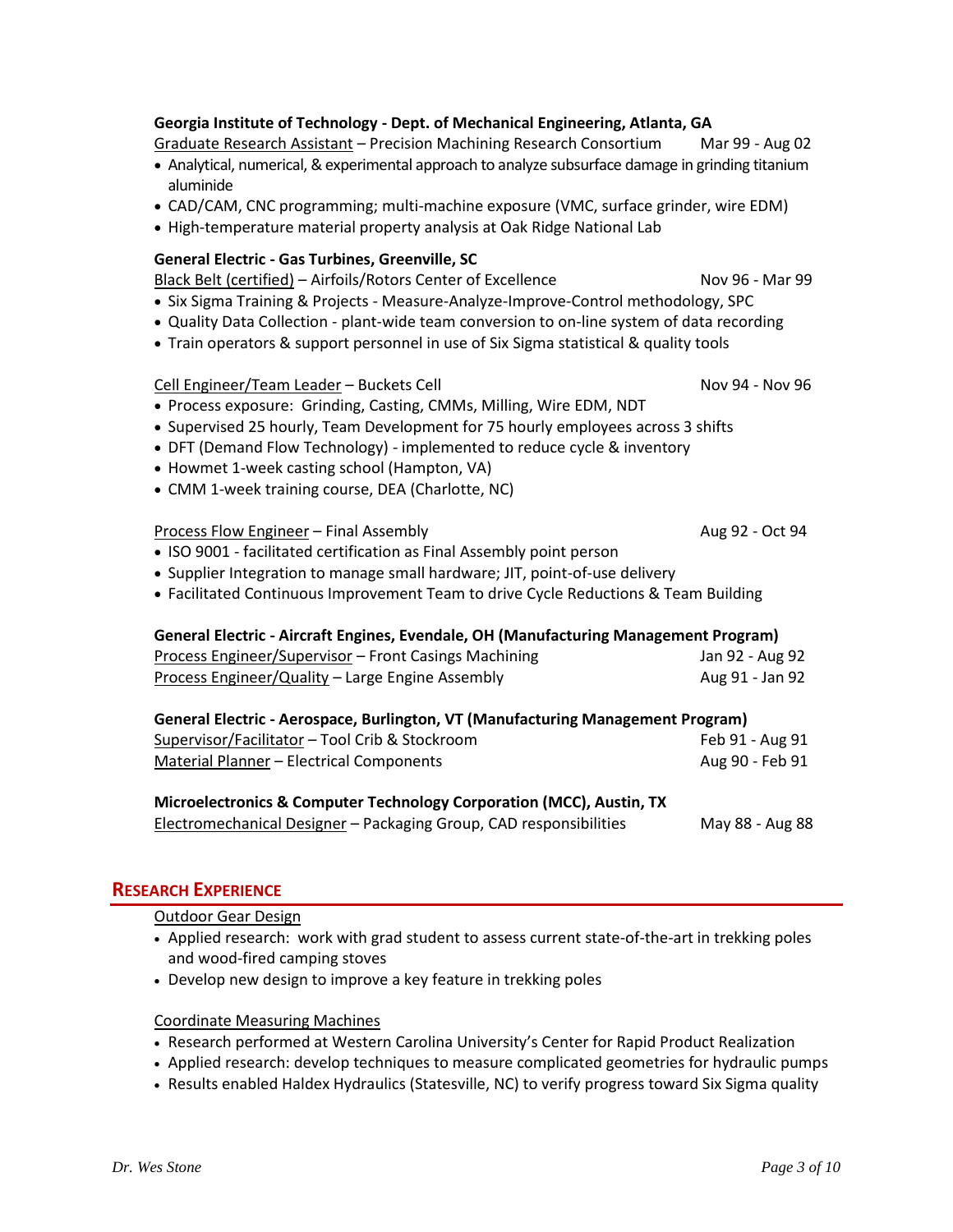**Georgia Institute of Technology - Dept. of Mechanical Engineering, Atlanta, GA**

Graduate Research Assistant – Precision Machining Research Consortium — Mar 99 - Aug 02

- Analytical, numerical, & experimental approach to analyze subsurface damage in grinding titanium aluminide
- CAD/CAM, CNC programming; multi-machine exposure (VMC, surface grinder, wire EDM)
- High-temperature material property analysis at Oak Ridge National Lab

**General Electric - Gas Turbines, Greenville, SC**

Black Belt (certified) – Airfoils/Rotors Center of Excellence — Nov 96 - Mar 99

- Six Sigma Training & Projects - Measure-Analyze-Improve-Control methodology, SPC
- Quality Data Collection - plant-wide team conversion to on-line system of data recording
- Train operators & support personnel in use of Six Sigma statistical & quality tools

Cell Engineer/Team Leader – Buckets Cell — Nov 94 - Nov 96

- Process exposure: Grinding, Casting, CMMs, Milling, Wire EDM, NDT
- Supervised 25 hourly, Team Development for 75 hourly employees across 3 shifts
- DFT (Demand Flow Technology) - implemented to reduce cycle & inventory
- Howmet 1-week casting school (Hampton, VA)
- CMM 1-week training course, DEA (Charlotte, NC)

Process Flow Engineer – Final Assembly — Aug 92 - Oct 94

- ISO 9001 - facilitated certification as Final Assembly point person
- Supplier Integration to manage small hardware; JIT, point-of-use delivery
- Facilitated Continuous Improvement Team to drive Cycle Reductions & Team Building

**General Electric - Aircraft Engines, Evendale, OH (Manufacturing Management Program)**

Process Engineer/Supervisor – Front Casings Machining — Jan 92 - Aug 92

Process Engineer/Quality – Large Engine Assembly — Aug 91 - Jan 92

**General Electric - Aerospace, Burlington, VT (Manufacturing Management Program)**

Supervisor/Facilitator – Tool Crib & Stockroom — Feb 91 - Aug 91

Material Planner – Electrical Components — Aug 90 - Feb 91

**Microelectronics & Computer Technology Corporation (MCC), Austin, TX**

Electromechanical Designer – Packaging Group, CAD responsibilities — May 88 - Aug 88

## RESEARCH EXPERIENCE

Outdoor Gear Design

- Applied research: work with grad student to assess current state-of-the-art in trekking poles and wood-fired camping stoves
- Develop new design to improve a key feature in trekking poles

Coordinate Measuring Machines

- Research performed at Western Carolina University's Center for Rapid Product Realization
- Applied research: develop techniques to measure complicated geometries for hydraulic pumps
- Results enabled Haldex Hydraulics (Statesville, NC) to verify progress toward Six Sigma quality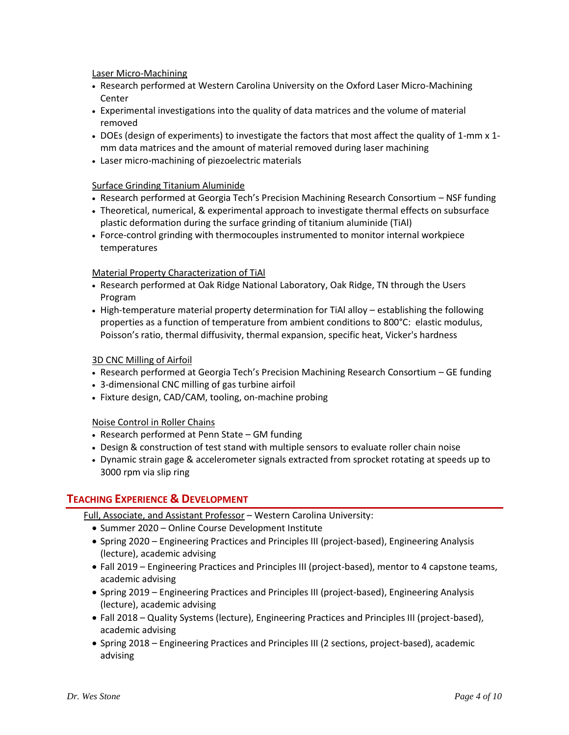Laser Micro-Machining

- Research performed at Western Carolina University on the Oxford Laser Micro-Machining Center
- Experimental investigations into the quality of data matrices and the volume of material removed
- DOEs (design of experiments) to investigate the factors that most affect the quality of 1-mm x 1-mm data matrices and the amount of material removed during laser machining
- Laser micro-machining of piezoelectric materials

Surface Grinding Titanium Aluminide

- Research performed at Georgia Tech's Precision Machining Research Consortium – NSF funding
- Theoretical, numerical, & experimental approach to investigate thermal effects on subsurface plastic deformation during the surface grinding of titanium aluminide (TiAl)
- Force-control grinding with thermocouples instrumented to monitor internal workpiece temperatures

Material Property Characterization of TiAl

- Research performed at Oak Ridge National Laboratory, Oak Ridge, TN through the Users Program
- High-temperature material property determination for TiAl alloy – establishing the following properties as a function of temperature from ambient conditions to 800°C: elastic modulus, Poisson's ratio, thermal diffusivity, thermal expansion, specific heat, Vicker's hardness

3D CNC Milling of Airfoil

- Research performed at Georgia Tech's Precision Machining Research Consortium – GE funding
- 3-dimensional CNC milling of gas turbine airfoil
- Fixture design, CAD/CAM, tooling, on-machine probing

Noise Control in Roller Chains

- Research performed at Penn State – GM funding
- Design & construction of test stand with multiple sensors to evaluate roller chain noise
- Dynamic strain gage & accelerometer signals extracted from sprocket rotating at speeds up to 3000 rpm via slip ring

## Teaching Experience & Development

Full, Associate, and Assistant Professor – Western Carolina University:

- Summer 2020 – Online Course Development Institute
- Spring 2020 – Engineering Practices and Principles III (project-based), Engineering Analysis (lecture), academic advising
- Fall 2019 – Engineering Practices and Principles III (project-based), mentor to 4 capstone teams, academic advising
- Spring 2019 – Engineering Practices and Principles III (project-based), Engineering Analysis (lecture), academic advising
- Fall 2018 – Quality Systems (lecture), Engineering Practices and Principles III (project-based), academic advising
- Spring 2018 – Engineering Practices and Principles III (2 sections, project-based), academic advising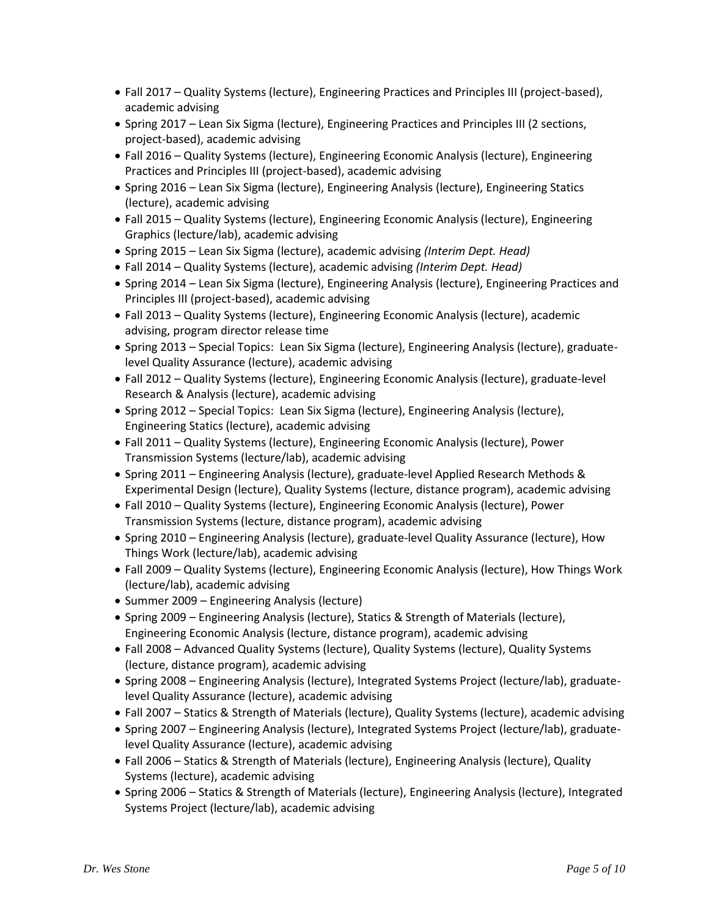- Fall 2017 – Quality Systems (lecture), Engineering Practices and Principles III (project-based), academic advising
- Spring 2017 – Lean Six Sigma (lecture), Engineering Practices and Principles III (2 sections, project-based), academic advising
- Fall 2016 – Quality Systems (lecture), Engineering Economic Analysis (lecture), Engineering Practices and Principles III (project-based), academic advising
- Spring 2016 – Lean Six Sigma (lecture), Engineering Analysis (lecture), Engineering Statics (lecture), academic advising
- Fall 2015 – Quality Systems (lecture), Engineering Economic Analysis (lecture), Engineering Graphics (lecture/lab), academic advising
- Spring 2015 – Lean Six Sigma (lecture), academic advising *(Interim Dept. Head)*
- Fall 2014 – Quality Systems (lecture), academic advising *(Interim Dept. Head)*
- Spring 2014 – Lean Six Sigma (lecture), Engineering Analysis (lecture), Engineering Practices and Principles III (project-based), academic advising
- Fall 2013 – Quality Systems (lecture), Engineering Economic Analysis (lecture), academic advising, program director release time
- Spring 2013 – Special Topics: Lean Six Sigma (lecture), Engineering Analysis (lecture), graduate-level Quality Assurance (lecture), academic advising
- Fall 2012 – Quality Systems (lecture), Engineering Economic Analysis (lecture), graduate-level Research & Analysis (lecture), academic advising
- Spring 2012 – Special Topics: Lean Six Sigma (lecture), Engineering Analysis (lecture), Engineering Statics (lecture), academic advising
- Fall 2011 – Quality Systems (lecture), Engineering Economic Analysis (lecture), Power Transmission Systems (lecture/lab), academic advising
- Spring 2011 – Engineering Analysis (lecture), graduate-level Applied Research Methods & Experimental Design (lecture), Quality Systems (lecture, distance program), academic advising
- Fall 2010 – Quality Systems (lecture), Engineering Economic Analysis (lecture), Power Transmission Systems (lecture, distance program), academic advising
- Spring 2010 – Engineering Analysis (lecture), graduate-level Quality Assurance (lecture), How Things Work (lecture/lab), academic advising
- Fall 2009 – Quality Systems (lecture), Engineering Economic Analysis (lecture), How Things Work (lecture/lab), academic advising
- Summer 2009 – Engineering Analysis (lecture)
- Spring 2009 – Engineering Analysis (lecture), Statics & Strength of Materials (lecture), Engineering Economic Analysis (lecture, distance program), academic advising
- Fall 2008 – Advanced Quality Systems (lecture), Quality Systems (lecture), Quality Systems (lecture, distance program), academic advising
- Spring 2008 – Engineering Analysis (lecture), Integrated Systems Project (lecture/lab), graduate-level Quality Assurance (lecture), academic advising
- Fall 2007 – Statics & Strength of Materials (lecture), Quality Systems (lecture), academic advising
- Spring 2007 – Engineering Analysis (lecture), Integrated Systems Project (lecture/lab), graduate-level Quality Assurance (lecture), academic advising
- Fall 2006 – Statics & Strength of Materials (lecture), Engineering Analysis (lecture), Quality Systems (lecture), academic advising
- Spring 2006 – Statics & Strength of Materials (lecture), Engineering Analysis (lecture), Integrated Systems Project (lecture/lab), academic advising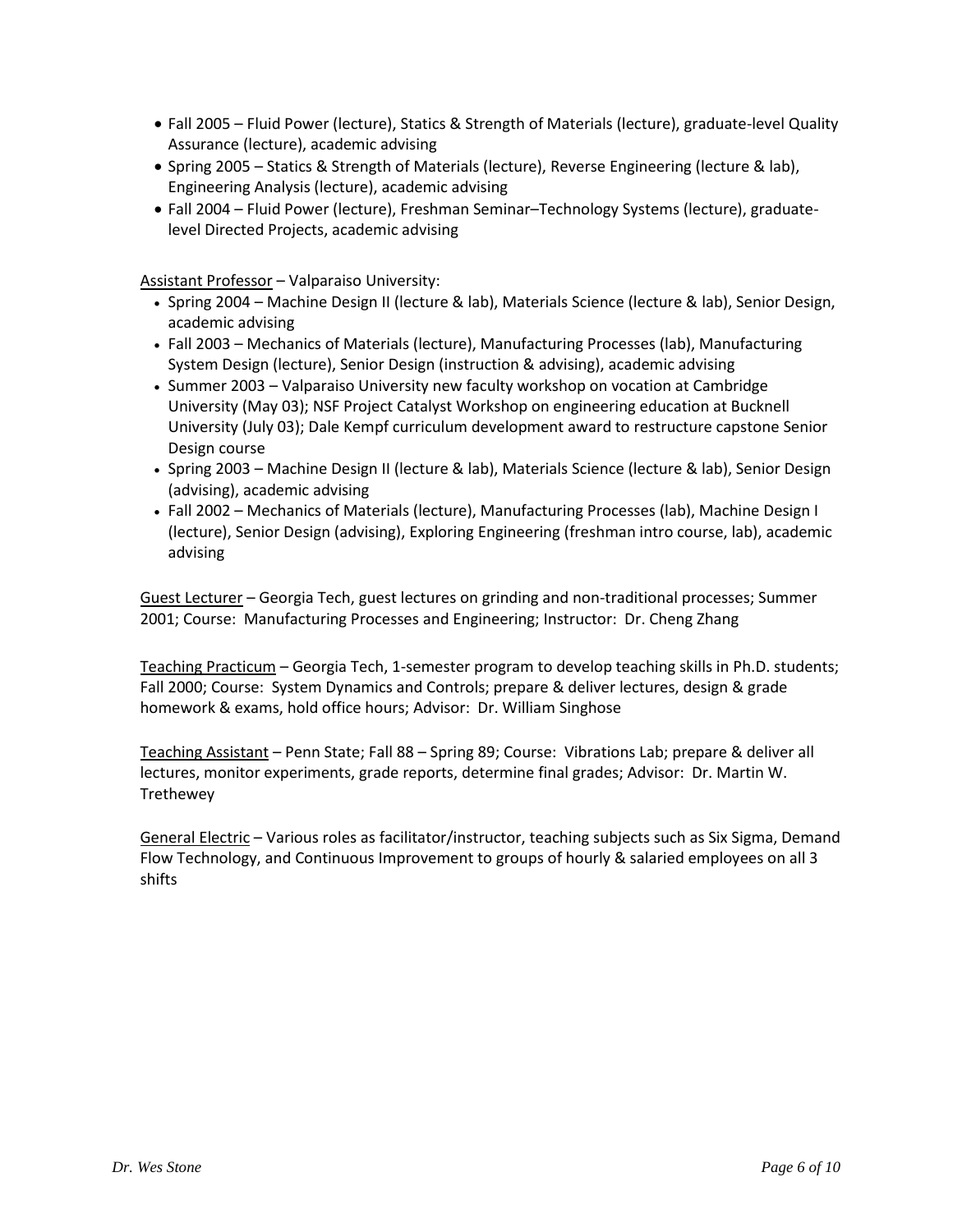- Fall 2005 – Fluid Power (lecture), Statics & Strength of Materials (lecture), graduate-level Quality Assurance (lecture), academic advising
- Spring 2005 – Statics & Strength of Materials (lecture), Reverse Engineering (lecture & lab), Engineering Analysis (lecture), academic advising
- Fall 2004 – Fluid Power (lecture), Freshman Seminar–Technology Systems (lecture), graduate-level Directed Projects, academic advising

<u>Assistant Professor</u> – Valparaiso University:

- Spring 2004 – Machine Design II (lecture & lab), Materials Science (lecture & lab), Senior Design, academic advising
- Fall 2003 – Mechanics of Materials (lecture), Manufacturing Processes (lab), Manufacturing System Design (lecture), Senior Design (instruction & advising), academic advising
- Summer 2003 – Valparaiso University new faculty workshop on vocation at Cambridge University (May 03); NSF Project Catalyst Workshop on engineering education at Bucknell University (July 03); Dale Kempf curriculum development award to restructure capstone Senior Design course
- Spring 2003 – Machine Design II (lecture & lab), Materials Science (lecture & lab), Senior Design (advising), academic advising
- Fall 2002 – Mechanics of Materials (lecture), Manufacturing Processes (lab), Machine Design I (lecture), Senior Design (advising), Exploring Engineering (freshman intro course, lab), academic advising

<u>Guest Lecturer</u> – Georgia Tech, guest lectures on grinding and non-traditional processes; Summer 2001; Course: Manufacturing Processes and Engineering; Instructor: Dr. Cheng Zhang

<u>Teaching Practicum</u> – Georgia Tech, 1-semester program to develop teaching skills in Ph.D. students; Fall 2000; Course: System Dynamics and Controls; prepare & deliver lectures, design & grade homework & exams, hold office hours; Advisor: Dr. William Singhose

<u>Teaching Assistant</u> – Penn State; Fall 88 – Spring 89; Course: Vibrations Lab; prepare & deliver all lectures, monitor experiments, grade reports, determine final grades; Advisor: Dr. Martin W. Trethewey

<u>General Electric</u> – Various roles as facilitator/instructor, teaching subjects such as Six Sigma, Demand Flow Technology, and Continuous Improvement to groups of hourly & salaried employees on all 3 shifts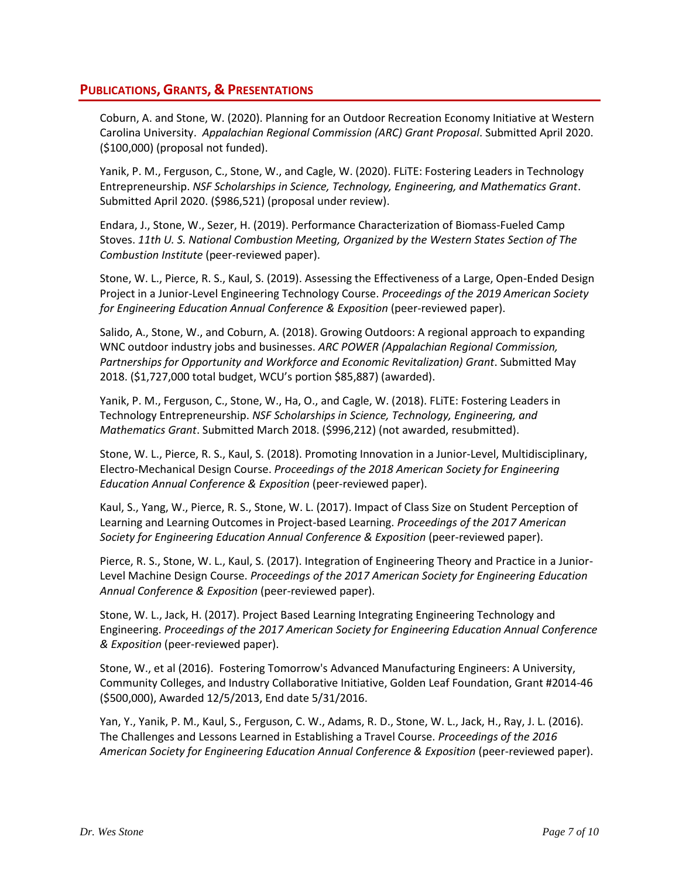## PUBLICATIONS, GRANTS, & PRESENTATIONS

Coburn, A. and Stone, W. (2020). Planning for an Outdoor Recreation Economy Initiative at Western Carolina University. *Appalachian Regional Commission (ARC) Grant Proposal*. Submitted April 2020. ($100,000) (proposal not funded).

Yanik, P. M., Ferguson, C., Stone, W., and Cagle, W. (2020). FLiTE: Fostering Leaders in Technology Entrepreneurship. *NSF Scholarships in Science, Technology, Engineering, and Mathematics Grant*. Submitted April 2020. ($986,521) (proposal under review).

Endara, J., Stone, W., Sezer, H. (2019). Performance Characterization of Biomass-Fueled Camp Stoves. *11th U. S. National Combustion Meeting, Organized by the Western States Section of The Combustion Institute* (peer-reviewed paper).

Stone, W. L., Pierce, R. S., Kaul, S. (2019). Assessing the Effectiveness of a Large, Open-Ended Design Project in a Junior-Level Engineering Technology Course. *Proceedings of the 2019 American Society for Engineering Education Annual Conference & Exposition* (peer-reviewed paper).

Salido, A., Stone, W., and Coburn, A. (2018). Growing Outdoors: A regional approach to expanding WNC outdoor industry jobs and businesses. *ARC POWER (Appalachian Regional Commission, Partnerships for Opportunity and Workforce and Economic Revitalization) Grant*. Submitted May 2018. ($1,727,000 total budget, WCU's portion $85,887) (awarded).

Yanik, P. M., Ferguson, C., Stone, W., Ha, O., and Cagle, W. (2018). FLiTE: Fostering Leaders in Technology Entrepreneurship. *NSF Scholarships in Science, Technology, Engineering, and Mathematics Grant*. Submitted March 2018. ($996,212) (not awarded, resubmitted).

Stone, W. L., Pierce, R. S., Kaul, S. (2018). Promoting Innovation in a Junior-Level, Multidisciplinary, Electro-Mechanical Design Course. *Proceedings of the 2018 American Society for Engineering Education Annual Conference & Exposition* (peer-reviewed paper).

Kaul, S., Yang, W., Pierce, R. S., Stone, W. L. (2017). Impact of Class Size on Student Perception of Learning and Learning Outcomes in Project-based Learning. *Proceedings of the 2017 American Society for Engineering Education Annual Conference & Exposition* (peer-reviewed paper).

Pierce, R. S., Stone, W. L., Kaul, S. (2017). Integration of Engineering Theory and Practice in a Junior-Level Machine Design Course. *Proceedings of the 2017 American Society for Engineering Education Annual Conference & Exposition* (peer-reviewed paper).

Stone, W. L., Jack, H. (2017). Project Based Learning Integrating Engineering Technology and Engineering. *Proceedings of the 2017 American Society for Engineering Education Annual Conference & Exposition* (peer-reviewed paper).

Stone, W., et al (2016). Fostering Tomorrow's Advanced Manufacturing Engineers: A University, Community Colleges, and Industry Collaborative Initiative, Golden Leaf Foundation, Grant #2014-46 ($500,000), Awarded 12/5/2013, End date 5/31/2016.

Yan, Y., Yanik, P. M., Kaul, S., Ferguson, C. W., Adams, R. D., Stone, W. L., Jack, H., Ray, J. L. (2016). The Challenges and Lessons Learned in Establishing a Travel Course. *Proceedings of the 2016 American Society for Engineering Education Annual Conference & Exposition* (peer-reviewed paper).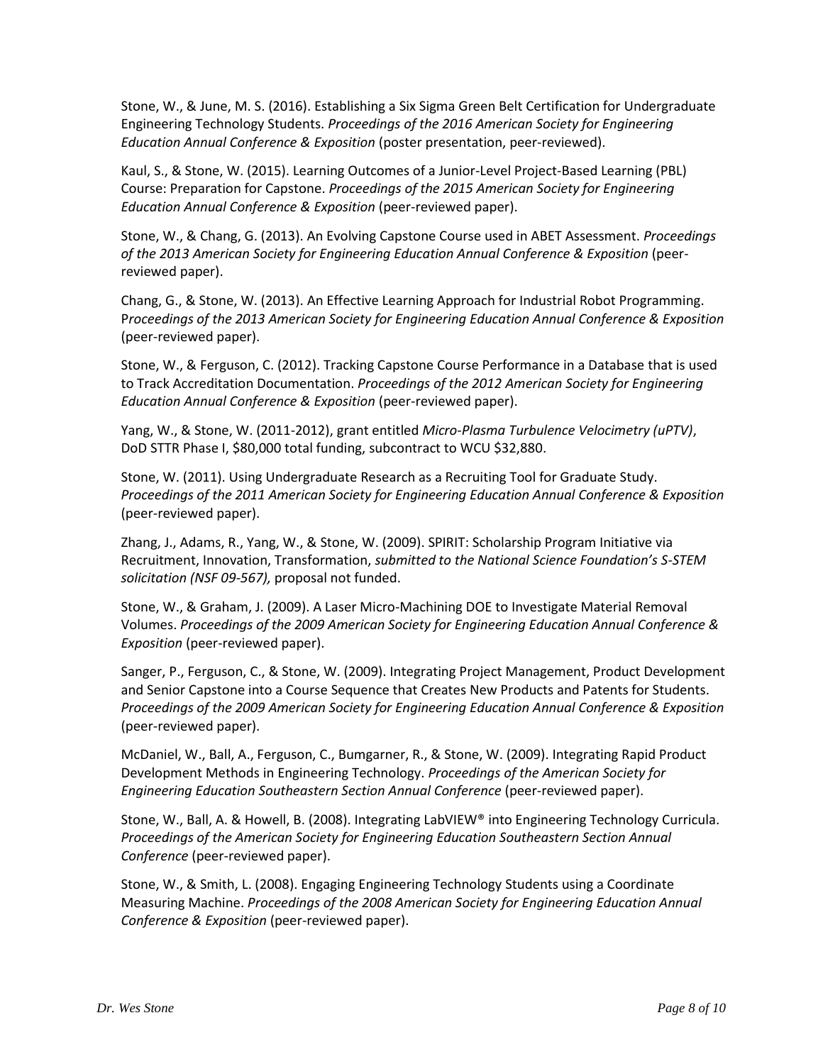Stone, W., & June, M. S. (2016). Establishing a Six Sigma Green Belt Certification for Undergraduate Engineering Technology Students. *Proceedings of the 2016 American Society for Engineering Education Annual Conference & Exposition* (poster presentation, peer-reviewed).

Kaul, S., & Stone, W. (2015). Learning Outcomes of a Junior-Level Project-Based Learning (PBL) Course: Preparation for Capstone. *Proceedings of the 2015 American Society for Engineering Education Annual Conference & Exposition* (peer-reviewed paper).

Stone, W., & Chang, G. (2013). An Evolving Capstone Course used in ABET Assessment. *Proceedings of the 2013 American Society for Engineering Education Annual Conference & Exposition* (peer-reviewed paper).

Chang, G., & Stone, W. (2013). An Effective Learning Approach for Industrial Robot Programming. P*roceedings of the 2013 American Society for Engineering Education Annual Conference & Exposition* (peer-reviewed paper).

Stone, W., & Ferguson, C. (2012). Tracking Capstone Course Performance in a Database that is used to Track Accreditation Documentation. *Proceedings of the 2012 American Society for Engineering Education Annual Conference & Exposition* (peer-reviewed paper).

Yang, W., & Stone, W. (2011-2012), grant entitled *Micro-Plasma Turbulence Velocimetry (uPTV)*, DoD STTR Phase I, $80,000 total funding, subcontract to WCU $32,880.

Stone, W. (2011). Using Undergraduate Research as a Recruiting Tool for Graduate Study. *Proceedings of the 2011 American Society for Engineering Education Annual Conference & Exposition* (peer-reviewed paper).

Zhang, J., Adams, R., Yang, W., & Stone, W. (2009). SPIRIT: Scholarship Program Initiative via Recruitment, Innovation, Transformation, *submitted to the National Science Foundation's S-STEM solicitation (NSF 09-567),* proposal not funded.

Stone, W., & Graham, J. (2009). A Laser Micro-Machining DOE to Investigate Material Removal Volumes. *Proceedings of the 2009 American Society for Engineering Education Annual Conference & Exposition* (peer-reviewed paper).

Sanger, P., Ferguson, C., & Stone, W. (2009). Integrating Project Management, Product Development and Senior Capstone into a Course Sequence that Creates New Products and Patents for Students. *Proceedings of the 2009 American Society for Engineering Education Annual Conference & Exposition* (peer-reviewed paper).

McDaniel, W., Ball, A., Ferguson, C., Bumgarner, R., & Stone, W. (2009). Integrating Rapid Product Development Methods in Engineering Technology. *Proceedings of the American Society for Engineering Education Southeastern Section Annual Conference* (peer-reviewed paper).

Stone, W., Ball, A. & Howell, B. (2008). Integrating LabVIEW® into Engineering Technology Curricula. *Proceedings of the American Society for Engineering Education Southeastern Section Annual Conference* (peer-reviewed paper).

Stone, W., & Smith, L. (2008). Engaging Engineering Technology Students using a Coordinate Measuring Machine. *Proceedings of the 2008 American Society for Engineering Education Annual Conference & Exposition* (peer-reviewed paper).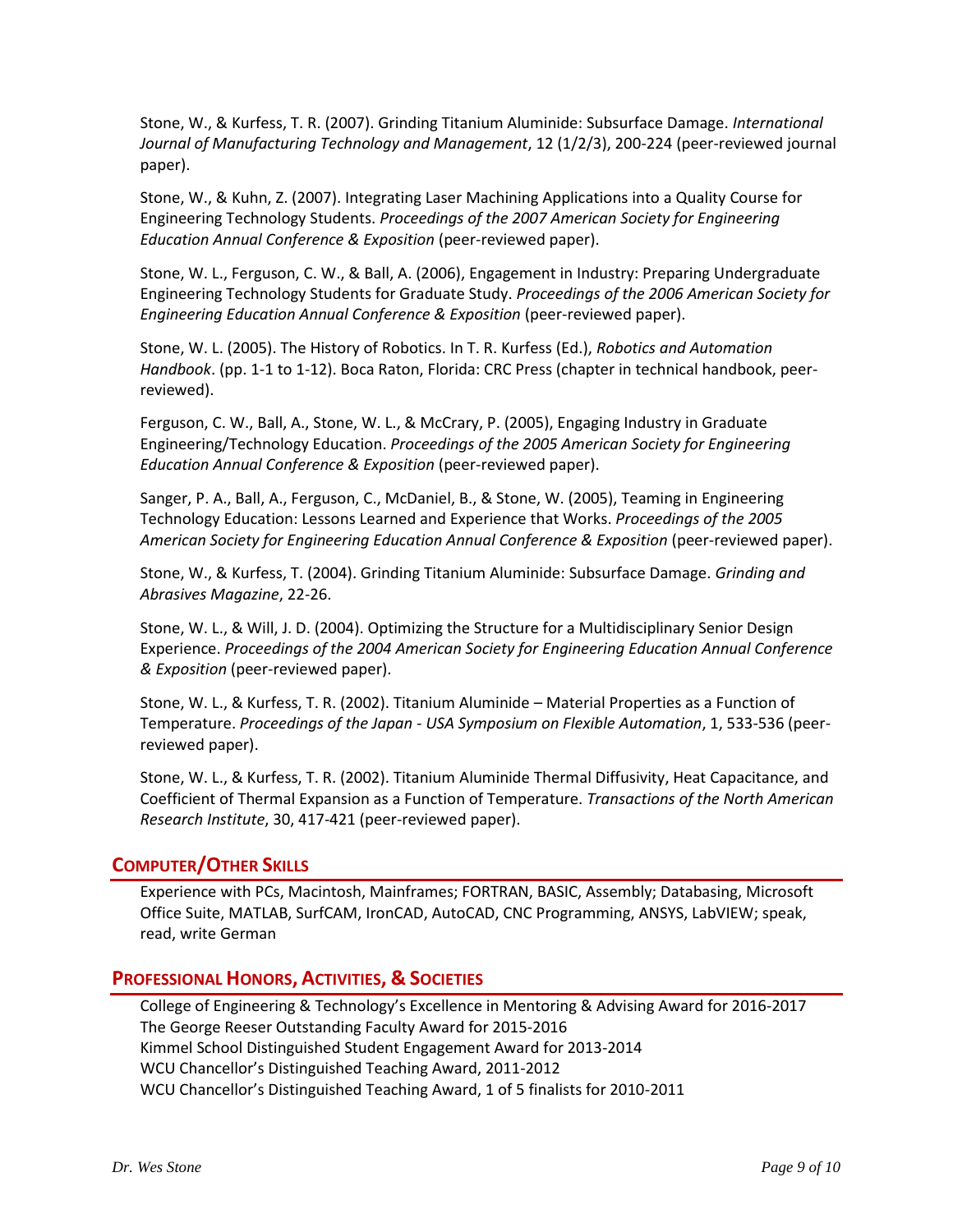Stone, W., & Kurfess, T. R. (2007). Grinding Titanium Aluminide: Subsurface Damage. *International Journal of Manufacturing Technology and Management*, 12 (1/2/3), 200-224 (peer-reviewed journal paper).

Stone, W., & Kuhn, Z. (2007). Integrating Laser Machining Applications into a Quality Course for Engineering Technology Students. *Proceedings of the 2007 American Society for Engineering Education Annual Conference & Exposition* (peer-reviewed paper).

Stone, W. L., Ferguson, C. W., & Ball, A. (2006), Engagement in Industry: Preparing Undergraduate Engineering Technology Students for Graduate Study. *Proceedings of the 2006 American Society for Engineering Education Annual Conference & Exposition* (peer-reviewed paper).

Stone, W. L. (2005). The History of Robotics. In T. R. Kurfess (Ed.), *Robotics and Automation Handbook*. (pp. 1-1 to 1-12). Boca Raton, Florida: CRC Press (chapter in technical handbook, peer-reviewed).

Ferguson, C. W., Ball, A., Stone, W. L., & McCrary, P. (2005), Engaging Industry in Graduate Engineering/Technology Education. *Proceedings of the 2005 American Society for Engineering Education Annual Conference & Exposition* (peer-reviewed paper).

Sanger, P. A., Ball, A., Ferguson, C., McDaniel, B., & Stone, W. (2005), Teaming in Engineering Technology Education: Lessons Learned and Experience that Works. *Proceedings of the 2005 American Society for Engineering Education Annual Conference & Exposition* (peer-reviewed paper).

Stone, W., & Kurfess, T. (2004). Grinding Titanium Aluminide: Subsurface Damage. *Grinding and Abrasives Magazine*, 22-26.

Stone, W. L., & Will, J. D. (2004). Optimizing the Structure for a Multidisciplinary Senior Design Experience. *Proceedings of the 2004 American Society for Engineering Education Annual Conference & Exposition* (peer-reviewed paper).

Stone, W. L., & Kurfess, T. R. (2002). Titanium Aluminide – Material Properties as a Function of Temperature. *Proceedings of the Japan - USA Symposium on Flexible Automation*, 1, 533-536 (peer-reviewed paper).

Stone, W. L., & Kurfess, T. R. (2002). Titanium Aluminide Thermal Diffusivity, Heat Capacitance, and Coefficient of Thermal Expansion as a Function of Temperature. *Transactions of the North American Research Institute*, 30, 417-421 (peer-reviewed paper).

## Computer/Other Skills

Experience with PCs, Macintosh, Mainframes; FORTRAN, BASIC, Assembly; Databasing, Microsoft Office Suite, MATLAB, SurfCAM, IronCAD, AutoCAD, CNC Programming, ANSYS, LabVIEW; speak, read, write German

## Professional Honors, Activities, & Societies

College of Engineering & Technology's Excellence in Mentoring & Advising Award for 2016-2017
The George Reeser Outstanding Faculty Award for 2015-2016
Kimmel School Distinguished Student Engagement Award for 2013-2014
WCU Chancellor's Distinguished Teaching Award, 2011-2012
WCU Chancellor's Distinguished Teaching Award, 1 of 5 finalists for 2010-2011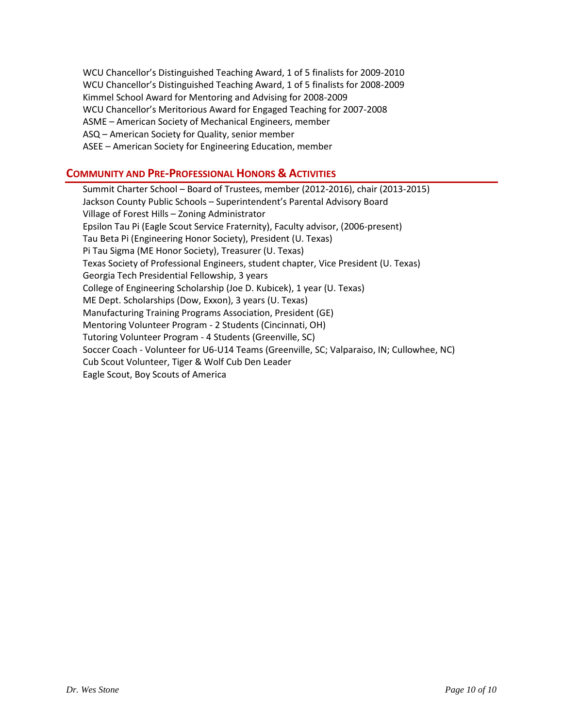WCU Chancellor's Distinguished Teaching Award, 1 of 5 finalists for 2009-2010
WCU Chancellor's Distinguished Teaching Award, 1 of 5 finalists for 2008-2009
Kimmel School Award for Mentoring and Advising for 2008-2009
WCU Chancellor's Meritorious Award for Engaged Teaching for 2007-2008
ASME – American Society of Mechanical Engineers, member
ASQ – American Society for Quality, senior member
ASEE – American Society for Engineering Education, member

## COMMUNITY AND PRE-PROFESSIONAL HONORS & ACTIVITIES

Summit Charter School – Board of Trustees, member (2012-2016), chair (2013-2015)
Jackson County Public Schools – Superintendent's Parental Advisory Board
Village of Forest Hills – Zoning Administrator
Epsilon Tau Pi (Eagle Scout Service Fraternity), Faculty advisor, (2006-present)
Tau Beta Pi (Engineering Honor Society), President (U. Texas)
Pi Tau Sigma (ME Honor Society), Treasurer (U. Texas)
Texas Society of Professional Engineers, student chapter, Vice President (U. Texas)
Georgia Tech Presidential Fellowship, 3 years
College of Engineering Scholarship (Joe D. Kubicek), 1 year (U. Texas)
ME Dept. Scholarships (Dow, Exxon), 3 years (U. Texas)
Manufacturing Training Programs Association, President (GE)
Mentoring Volunteer Program - 2 Students (Cincinnati, OH)
Tutoring Volunteer Program - 4 Students (Greenville, SC)
Soccer Coach - Volunteer for U6-U14 Teams (Greenville, SC; Valparaiso, IN; Cullowhee, NC)
Cub Scout Volunteer, Tiger & Wolf Cub Den Leader
Eagle Scout, Boy Scouts of America